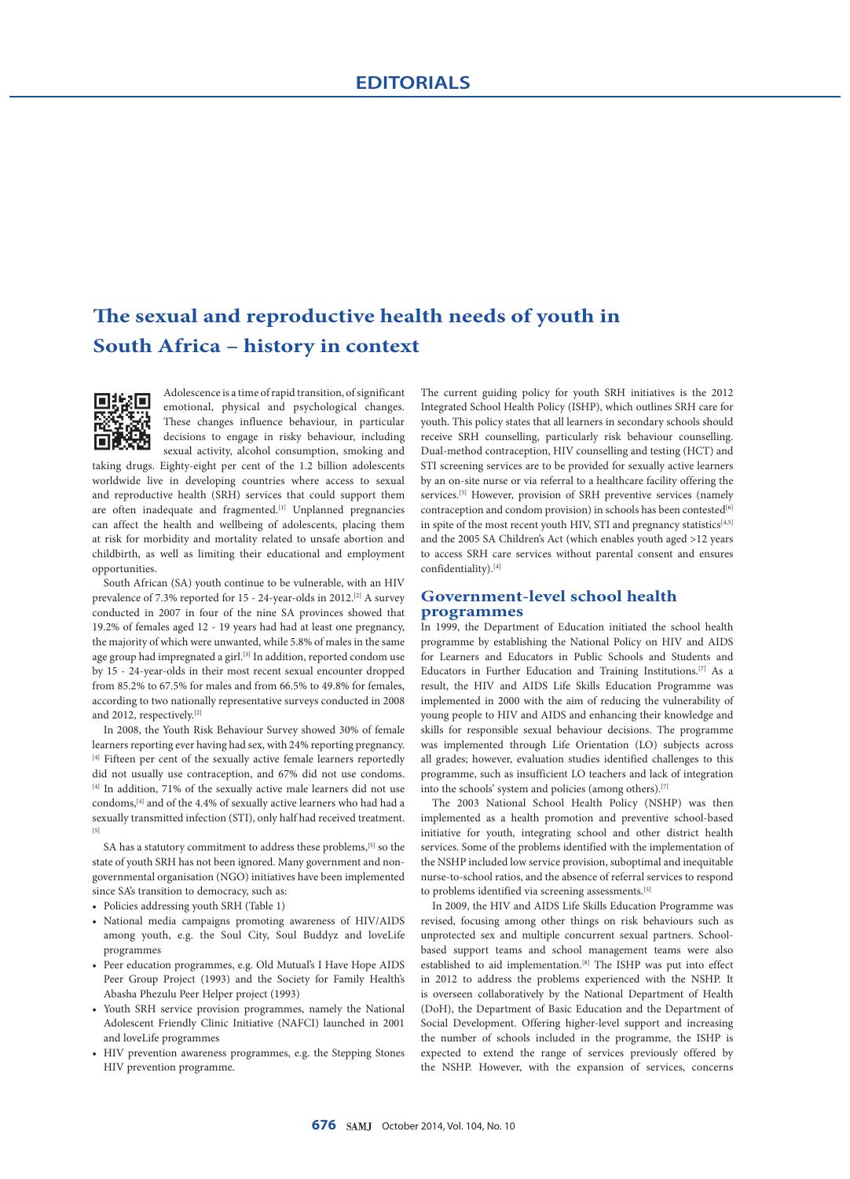# The sexual and reproductive health needs of youth in South Africa – history in context

Adolescence is a time of rapid transition, of significant emotional, physical and psychological changes. These changes influence behaviour, in particular decisions to engage in risky behaviour, including sexual activity, alcohol consumption, smoking and taking drugs. Eighty-eight per cent of the 1.2 billion adolescents worldwide live in developing countries where access to sexual and reproductive health (SRH) services that could support them are often inadequate and fragmented.[1] Unplanned pregnancies can affect the health and wellbeing of adolescents, placing them at risk for morbidity and mortality related to unsafe abortion and childbirth, as well as limiting their educational and employment opportunities.

South African (SA) youth continue to be vulnerable, with an HIV prevalence of 7.3% reported for 15 - 24-year-olds in 2012.[2] A survey conducted in 2007 in four of the nine SA provinces showed that 19.2% of females aged 12 - 19 years had had at least one pregnancy, the majority of which were unwanted, while 5.8% of males in the same age group had impregnated a girl.[3] In addition, reported condom use by 15 - 24-year-olds in their most recent sexual encounter dropped from 85.2% to 67.5% for males and from 66.5% to 49.8% for females, according to two nationally representative surveys conducted in 2008 and 2012, respectively.[2]

In 2008, the Youth Risk Behaviour Survey showed 30% of female learners reporting ever having had sex, with 24% reporting pregnancy.[4] Fifteen per cent of the sexually active female learners reportedly did not usually use contraception, and 67% did not use condoms.[4] In addition, 71% of the sexually active male learners did not use condoms,[4] and of the 4.4% of sexually active learners who had had a sexually transmitted infection (STI), only half had received treatment.[5]

SA has a statutory commitment to address these problems,[5] so the state of youth SRH has not been ignored. Many government and non-governmental organisation (NGO) initiatives have been implemented since SA's transition to democracy, such as:

- Policies addressing youth SRH (Table 1)
- National media campaigns promoting awareness of HIV/AIDS among youth, e.g. the Soul City, Soul Buddyz and loveLife programmes
- Peer education programmes, e.g. Old Mutual's I Have Hope AIDS Peer Group Project (1993) and the Society for Family Health's Abasha Phezulu Peer Helper project (1993)
- Youth SRH service provision programmes, namely the National Adolescent Friendly Clinic Initiative (NAFCI) launched in 2001 and loveLife programmes
- HIV prevention awareness programmes, e.g. the Stepping Stones HIV prevention programme.

The current guiding policy for youth SRH initiatives is the 2012 Integrated School Health Policy (ISHP), which outlines SRH care for youth. This policy states that all learners in secondary schools should receive SRH counselling, particularly risk behaviour counselling. Dual-method contraception, HIV counselling and testing (HCT) and STI screening services are to be provided for sexually active learners by an on-site nurse or via referral to a healthcare facility offering the services.[5] However, provision of SRH preventive services (namely contraception and condom provision) in schools has been contested[6] in spite of the most recent youth HIV, STI and pregnancy statistics[4,5] and the 2005 SA Children's Act (which enables youth aged >12 years to access SRH care services without parental consent and ensures confidentiality).[4]

## Government-level school health programmes

In 1999, the Department of Education initiated the school health programme by establishing the National Policy on HIV and AIDS for Learners and Educators in Public Schools and Students and Educators in Further Education and Training Institutions.[7] As a result, the HIV and AIDS Life Skills Education Programme was implemented in 2000 with the aim of reducing the vulnerability of young people to HIV and AIDS and enhancing their knowledge and skills for responsible sexual behaviour decisions. The programme was implemented through Life Orientation (LO) subjects across all grades; however, evaluation studies identified challenges to this programme, such as insufficient LO teachers and lack of integration into the schools' system and policies (among others).[7]

The 2003 National School Health Policy (NSHP) was then implemented as a health promotion and preventive school-based initiative for youth, integrating school and other district health services. Some of the problems identified with the implementation of the NSHP included low service provision, suboptimal and inequitable nurse-to-school ratios, and the absence of referral services to respond to problems identified via screening assessments.[5]

In 2009, the HIV and AIDS Life Skills Education Programme was revised, focusing among other things on risk behaviours such as unprotected sex and multiple concurrent sexual partners. School-based support teams and school management teams were also established to aid implementation.[8] The ISHP was put into effect in 2012 to address the problems experienced with the NSHP. It is overseen collaboratively by the National Department of Health (DoH), the Department of Basic Education and the Department of Social Development. Offering higher-level support and increasing the number of schools included in the programme, the ISHP is expected to extend the range of services previously offered by the NSHP. However, with the expansion of services, concerns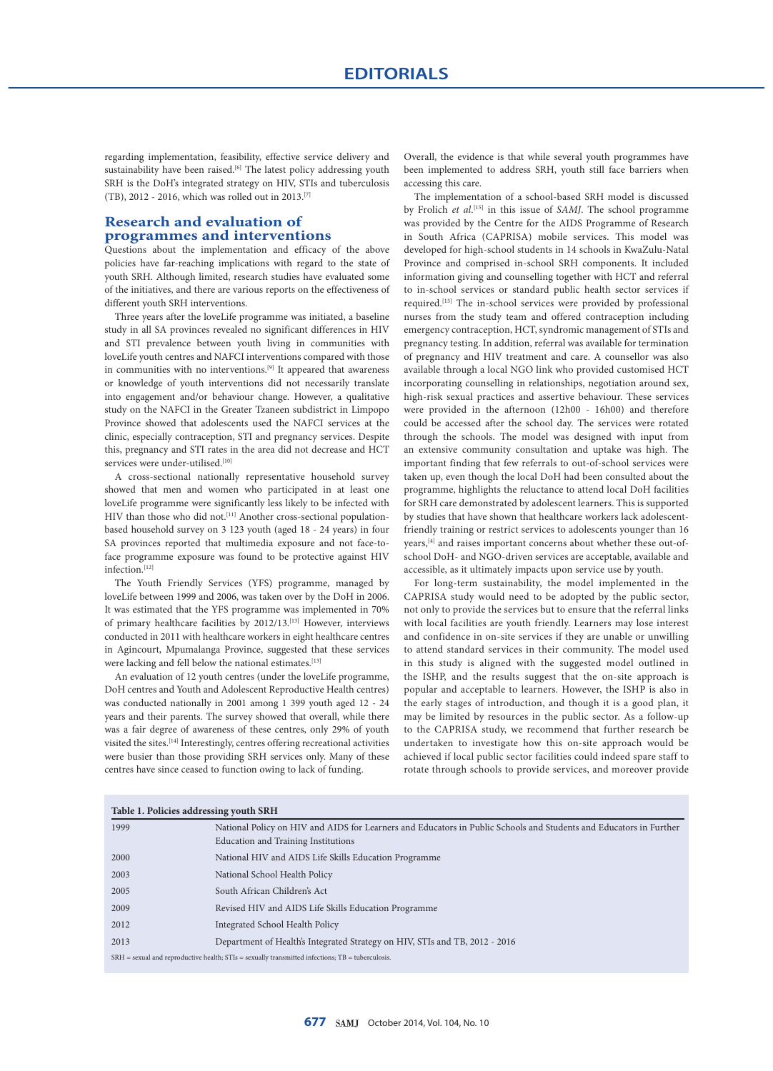regarding implementation, feasibility, effective service delivery and sustainability have been raised.[6] The latest policy addressing youth SRH is the DoH's integrated strategy on HIV, STIs and tuberculosis (TB), 2012 - 2016, which was rolled out in 2013.[7]

## Research and evaluation of programmes and interventions

Questions about the implementation and efficacy of the above policies have far-reaching implications with regard to the state of youth SRH. Although limited, research studies have evaluated some of the initiatives, and there are various reports on the effectiveness of different youth SRH interventions.

Three years after the loveLife programme was initiated, a baseline study in all SA provinces revealed no significant differences in HIV and STI prevalence between youth living in communities with loveLife youth centres and NAFCI interventions compared with those in communities with no interventions.[9] It appeared that awareness or knowledge of youth interventions did not necessarily translate into engagement and/or behaviour change. However, a qualitative study on the NAFCI in the Greater Tzaneen subdistrict in Limpopo Province showed that adolescents used the NAFCI services at the clinic, especially contraception, STI and pregnancy services. Despite this, pregnancy and STI rates in the area did not decrease and HCT services were under-utilised.[10]

A cross-sectional nationally representative household survey showed that men and women who participated in at least one loveLife programme were significantly less likely to be infected with HIV than those who did not.[11] Another cross-sectional population-based household survey on 3 123 youth (aged 18 - 24 years) in four SA provinces reported that multimedia exposure and not face-to-face programme exposure was found to be protective against HIV infection.[12]

The Youth Friendly Services (YFS) programme, managed by loveLife between 1999 and 2006, was taken over by the DoH in 2006. It was estimated that the YFS programme was implemented in 70% of primary healthcare facilities by 2012/13.[13] However, interviews conducted in 2011 with healthcare workers in eight healthcare centres in Agincourt, Mpumalanga Province, suggested that these services were lacking and fell below the national estimates.[13]

An evaluation of 12 youth centres (under the loveLife programme, DoH centres and Youth and Adolescent Reproductive Health centres) was conducted nationally in 2001 among 1 399 youth aged 12 - 24 years and their parents. The survey showed that overall, while there was a fair degree of awareness of these centres, only 29% of youth visited the sites.[14] Interestingly, centres offering recreational activities were busier than those providing SRH services only. Many of these centres have since ceased to function owing to lack of funding. Overall, the evidence is that while several youth programmes have been implemented to address SRH, youth still face barriers when accessing this care.

The implementation of a school-based SRH model is discussed by Frolich *et al.*[15] in this issue of *SAMJ*. The school programme was provided by the Centre for the AIDS Programme of Research in South Africa (CAPRISA) mobile services. This model was developed for high-school students in 14 schools in KwaZulu-Natal Province and comprised in-school SRH components. It included information giving and counselling together with HCT and referral to in-school services or standard public health sector services if required.[15] The in-school services were provided by professional nurses from the study team and offered contraception including emergency contraception, HCT, syndromic management of STIs and pregnancy testing. In addition, referral was available for termination of pregnancy and HIV treatment and care. A counsellor was also available through a local NGO link who provided customised HCT incorporating counselling in relationships, negotiation around sex, high-risk sexual practices and assertive behaviour. These services were provided in the afternoon (12h00 - 16h00) and therefore could be accessed after the school day. The services were rotated through the schools. The model was designed with input from an extensive community consultation and uptake was high. The important finding that few referrals to out-of-school services were taken up, even though the local DoH had been consulted about the programme, highlights the reluctance to attend local DoH facilities for SRH care demonstrated by adolescent learners. This is supported by studies that have shown that healthcare workers lack adolescent-friendly training or restrict services to adolescents younger than 16 years,[4] and raises important concerns about whether these out-of-school DoH- and NGO-driven services are acceptable, available and accessible, as it ultimately impacts upon service use by youth.

For long-term sustainability, the model implemented in the CAPRISA study would need to be adopted by the public sector, not only to provide the services but to ensure that the referral links with local facilities are youth friendly. Learners may lose interest and confidence in on-site services if they are unable or unwilling to attend standard services in their community. The model used in this study is aligned with the suggested model outlined in the ISHP, and the results suggest that the on-site approach is popular and acceptable to learners. However, the ISHP is also in the early stages of introduction, and though it is a good plan, it may be limited by resources in the public sector. As a follow-up to the CAPRISA study, we recommend that further research be undertaken to investigate how this on-site approach would be achieved if local public sector facilities could indeed spare staff to rotate through schools to provide services, and moreover provide

**Table 1. Policies addressing youth SRH**

| | |
|---|---|
| 1999 | National Policy on HIV and AIDS for Learners and Educators in Public Schools and Students and Educators in Further Education and Training Institutions |
| 2000 | National HIV and AIDS Life Skills Education Programme |
| 2003 | National School Health Policy |
| 2005 | South African Children's Act |
| 2009 | Revised HIV and AIDS Life Skills Education Programme |
| 2012 | Integrated School Health Policy |
| 2013 | Department of Health's Integrated Strategy on HIV, STIs and TB, 2012 - 2016 |

SRH = sexual and reproductive health; STIs = sexually transmitted infections; TB = tuberculosis.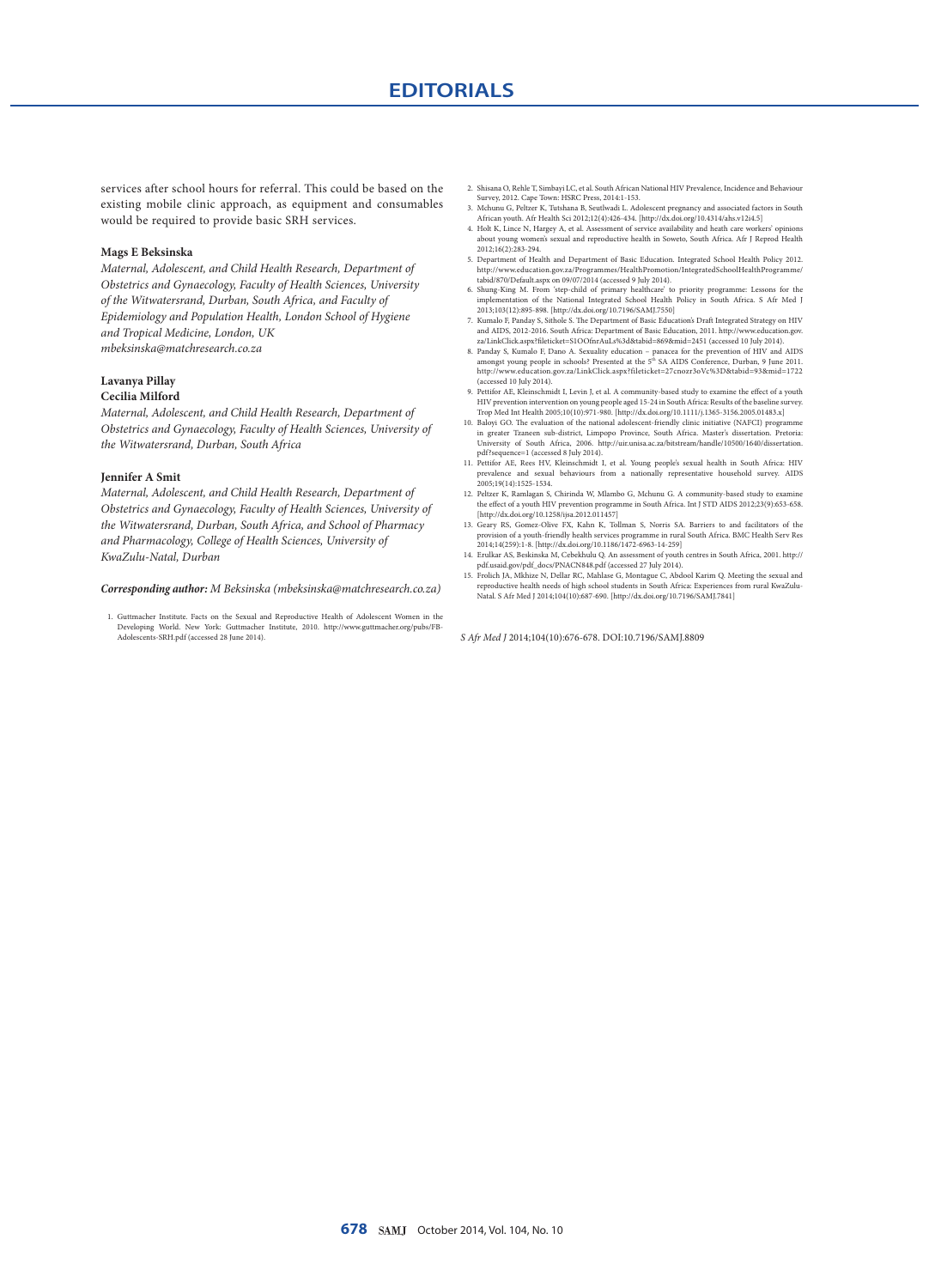services after school hours for referral. This could be based on the existing mobile clinic approach, as equipment and consumables would be required to provide basic SRH services.

**Mags E Beksinska**

*Maternal, Adolescent, and Child Health Research, Department of Obstetrics and Gynaecology, Faculty of Health Sciences, University of the Witwatersrand, Durban, South Africa, and Faculty of Epidemiology and Population Health, London School of Hygiene and Tropical Medicine, London, UK*
*mbeksinska@matchresearch.co.za*

**Lavanya Pillay**
**Cecilia Milford**

*Maternal, Adolescent, and Child Health Research, Department of Obstetrics and Gynaecology, Faculty of Health Sciences, University of the Witwatersrand, Durban, South Africa*

**Jennifer A Smit**

*Maternal, Adolescent, and Child Health Research, Department of Obstetrics and Gynaecology, Faculty of Health Sciences, University of the Witwatersrand, Durban, South Africa, and School of Pharmacy and Pharmacology, College of Health Sciences, University of KwaZulu-Natal, Durban*

***Corresponding author:** M Beksinska (mbeksinska@matchresearch.co.za)*

1. Guttmacher Institute. Facts on the Sexual and Reproductive Health of Adolescent Women in the Developing World. New York: Guttmacher Institute, 2010. http://www.guttmacher.org/pubs/FB-Adolescents-SRH.pdf (accessed 28 June 2014).
2. Shisana O, Rehle T, Simbayi LC, et al. South African National HIV Prevalence, Incidence and Behaviour Survey, 2012. Cape Town: HSRC Press, 2014:1-153.
3. Mchunu G, Peltzer K, Tutshana B, Seutlwadi L. Adolescent pregnancy and associated factors in South African youth. Afr Health Sci 2012;12(4):426-434. [http://dx.doi.org/10.4314/ahs.v12i4.5]
4. Holt K, Lince N, Hargey A, et al. Assessment of service availability and heath care workers' opinions about young women's sexual and reproductive health in Soweto, South Africa. Afr J Reprod Health 2012;16(2):283-294.
5. Department of Health and Department of Basic Education. Integrated School Health Policy 2012. http://www.education.gov.za/Programmes/HealthPromotion/IntegratedSchoolHealthProgramme/tabid/870/Default.aspx on 09/07/2014 (accessed 9 July 2014).
6. Shung-King M. From 'step-child of primary healthcare' to priority programme: Lessons for the implementation of the National Integrated School Health Policy in South Africa. S Afr Med J 2013;103(12):895-898. [http://dx.doi.org/10.7196/SAMJ.7550]
7. Kumalo F, Panday S, Sithole S. The Department of Basic Education's Draft Integrated Strategy on HIV and AIDS, 2012-2016. South Africa: Department of Basic Education, 2011. http://www.education.gov.za/LinkClick.aspx?fileticket=S1OOfnrAuLs%3d&tabid=869&mid=2451 (accessed 10 July 2014).
8. Panday S, Kumalo F, Dano A. Sexuality education – panacea for the prevention of HIV and AIDS amongst young people in schools? Presented at the 5th SA AIDS Conference, Durban, 9 June 2011. http://www.education.gov.za/LinkClick.aspx?fileticket=27cnozr3oVc%3D&tabid=93&mid=1722 (accessed 10 July 2014).
9. Pettifor AE, Kleinschmidt I, Levin J, et al. A community-based study to examine the effect of a youth HIV prevention intervention on young people aged 15-24 in South Africa: Results of the baseline survey. Trop Med Int Health 2005;10(10):971-980. [http://dx.doi.org/10.1111/j.1365-3156.2005.01483.x]
10. Baloyi GO. The evaluation of the national adolescent-friendly clinic initiative (NAFCI) programme in greater Tzaneen sub-district, Limpopo Province, South Africa. Master's dissertation. Pretoria: University of South Africa, 2006. http://uir.unisa.ac.za/bitstream/handle/10500/1640/dissertation.pdf?sequence=1 (accessed 8 July 2014).
11. Pettifor AE, Rees HV, Kleinschmidt I, et al. Young people's sexual health in South Africa: HIV prevalence and sexual behaviours from a nationally representative household survey. AIDS 2005;19(14):1525-1534.
12. Peltzer K, Ramlagan S, Chirinda W, Mlambo G, Mchunu G. A community-based study to examine the effect of a youth HIV prevention programme in South Africa. Int J STD AIDS 2012;23(9):653-658. [http://dx.doi.org/10.1258/ijsa.2012.011457]
13. Geary RS, Gomez-Olive FX, Kahn K, Tollman S, Norris SA. Barriers to and facilitators of the provision of a youth-friendly health services programme in rural South Africa. BMC Health Serv Res 2014;14(259):1-8. [http://dx.doi.org/10.1186/1472-6963-14-259]
14. Erulkar AS, Beskinska M, Cebekhulu Q. An assessment of youth centres in South Africa, 2001. http://pdf.usaid.gov/pdf_docs/PNACN848.pdf (accessed 27 July 2014).
15. Frolich JA, Mkhize N, Dellar RC, Mahlase G, Montague C, Abdool Karim Q. Meeting the sexual and reproductive health needs of high school students in South Africa: Experiences from rural KwaZulu-Natal. S Afr Med J 2014;104(10):687-690. [http://dx.doi.org/10.7196/SAMJ.7841]

*S Afr Med J* 2014;104(10):676-678. DOI:10.7196/SAMJ.8809